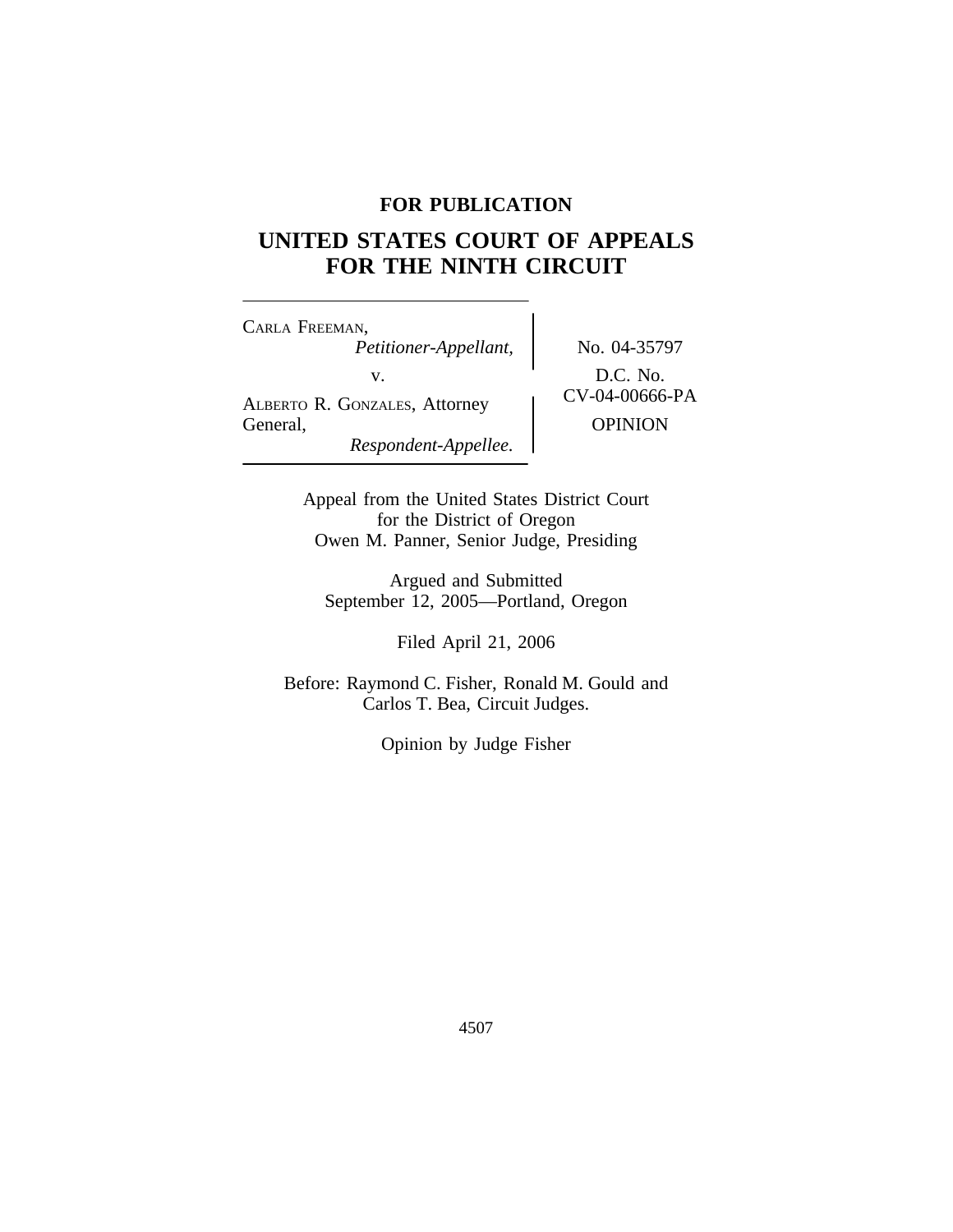**FOR PUBLICATION**

# UNITED STATES COURT OF APPEALS FOR THE NINTH CIRCUIT

CARLA FREEMAN,
*Petitioner-Appellant,*

v.

ALBERTO R. GONZALES, Attorney General,
*Respondent-Appellee.*

No. 04-35797

D.C. No. CV-04-00666-PA

OPINION

Appeal from the United States District Court
for the District of Oregon
Owen M. Panner, Senior Judge, Presiding

Argued and Submitted
September 12, 2005—Portland, Oregon

Filed April 21, 2006

Before: Raymond C. Fisher, Ronald M. Gould and
Carlos T. Bea, Circuit Judges.

Opinion by Judge Fisher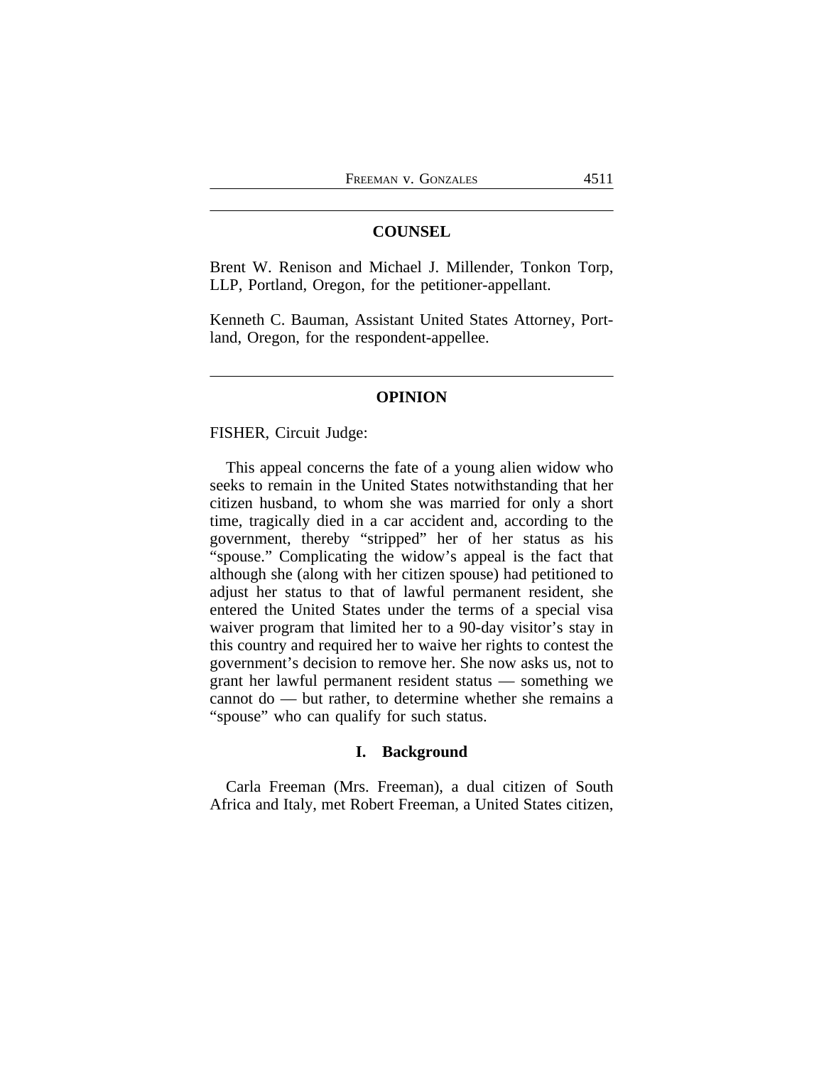## COUNSEL

Brent W. Renison and Michael J. Millender, Tonkon Torp, LLP, Portland, Oregon, for the petitioner-appellant.

Kenneth C. Bauman, Assistant United States Attorney, Portland, Oregon, for the respondent-appellee.

## OPINION

FISHER, Circuit Judge:

This appeal concerns the fate of a young alien widow who seeks to remain in the United States notwithstanding that her citizen husband, to whom she was married for only a short time, tragically died in a car accident and, according to the government, thereby "stripped" her of her status as his "spouse." Complicating the widow's appeal is the fact that although she (along with her citizen spouse) had petitioned to adjust her status to that of lawful permanent resident, she entered the United States under the terms of a special visa waiver program that limited her to a 90-day visitor's stay in this country and required her to waive her rights to contest the government's decision to remove her. She now asks us, not to grant her lawful permanent resident status — something we cannot do — but rather, to determine whether she remains a "spouse" who can qualify for such status.

### I. Background

Carla Freeman (Mrs. Freeman), a dual citizen of South Africa and Italy, met Robert Freeman, a United States citizen,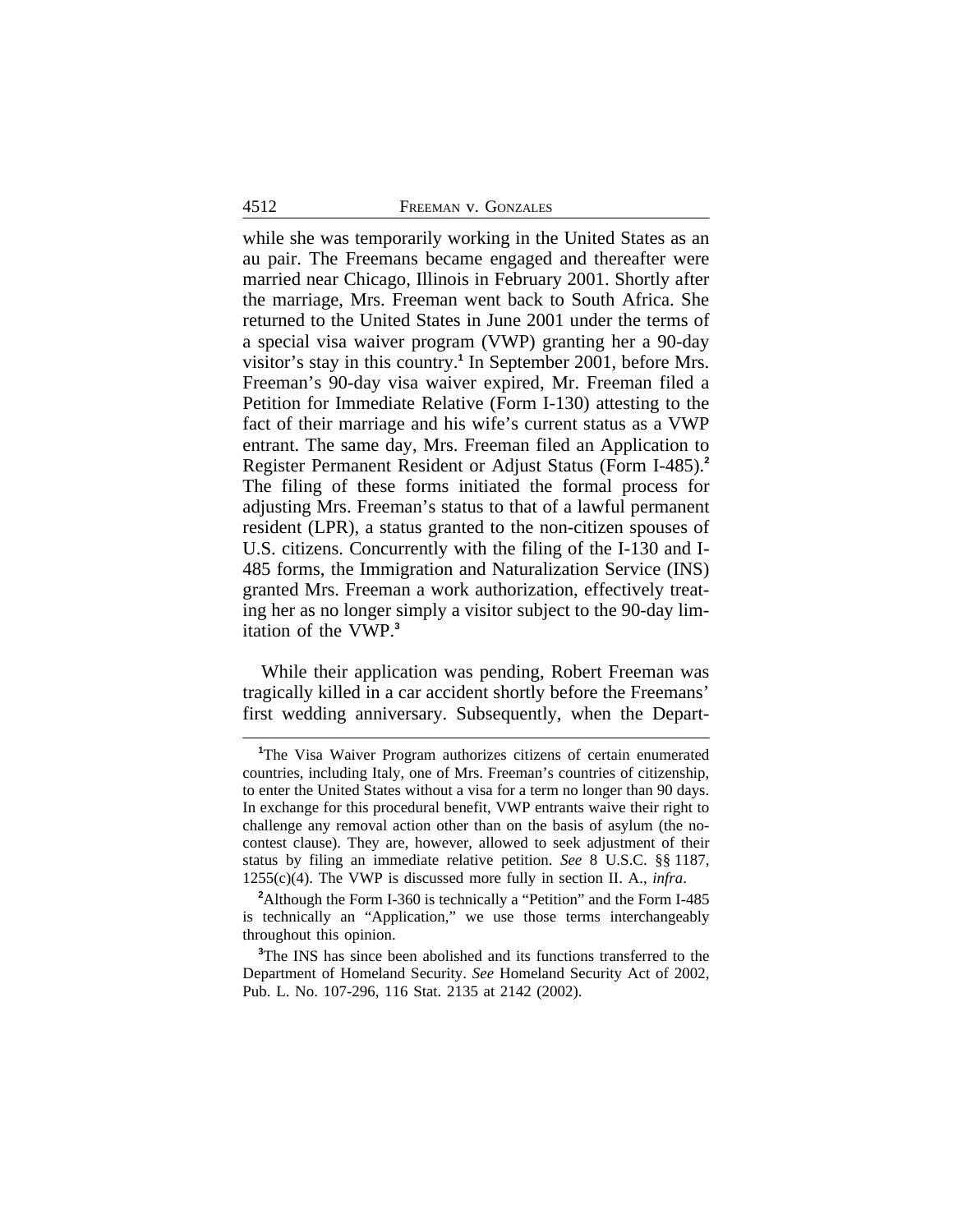while she was temporarily working in the United States as an au pair. The Freemans became engaged and thereafter were married near Chicago, Illinois in February 2001. Shortly after the marriage, Mrs. Freeman went back to South Africa. She returned to the United States in June 2001 under the terms of a special visa waiver program (VWP) granting her a 90-day visitor's stay in this country.[1] In September 2001, before Mrs. Freeman's 90-day visa waiver expired, Mr. Freeman filed a Petition for Immediate Relative (Form I-130) attesting to the fact of their marriage and his wife's current status as a VWP entrant. The same day, Mrs. Freeman filed an Application to Register Permanent Resident or Adjust Status (Form I-485).[2] The filing of these forms initiated the formal process for adjusting Mrs. Freeman's status to that of a lawful permanent resident (LPR), a status granted to the non-citizen spouses of U.S. citizens. Concurrently with the filing of the I-130 and I-485 forms, the Immigration and Naturalization Service (INS) granted Mrs. Freeman a work authorization, effectively treating her as no longer simply a visitor subject to the 90-day limitation of the VWP.[3]

While their application was pending, Robert Freeman was tragically killed in a car accident shortly before the Freemans' first wedding anniversary. Subsequently, when the Depart-

---

[1]The Visa Waiver Program authorizes citizens of certain enumerated countries, including Italy, one of Mrs. Freeman's countries of citizenship, to enter the United States without a visa for a term no longer than 90 days. In exchange for this procedural benefit, VWP entrants waive their right to challenge any removal action other than on the basis of asylum (the no-contest clause). They are, however, allowed to seek adjustment of their status by filing an immediate relative petition. *See* 8 U.S.C. §§ 1187, 1255(c)(4). The VWP is discussed more fully in section II. A., *infra*.

[2]Although the Form I-360 is technically a "Petition" and the Form I-485 is technically an "Application," we use those terms interchangeably throughout this opinion.

[3]The INS has since been abolished and its functions transferred to the Department of Homeland Security. *See* Homeland Security Act of 2002, Pub. L. No. 107-296, 116 Stat. 2135 at 2142 (2002).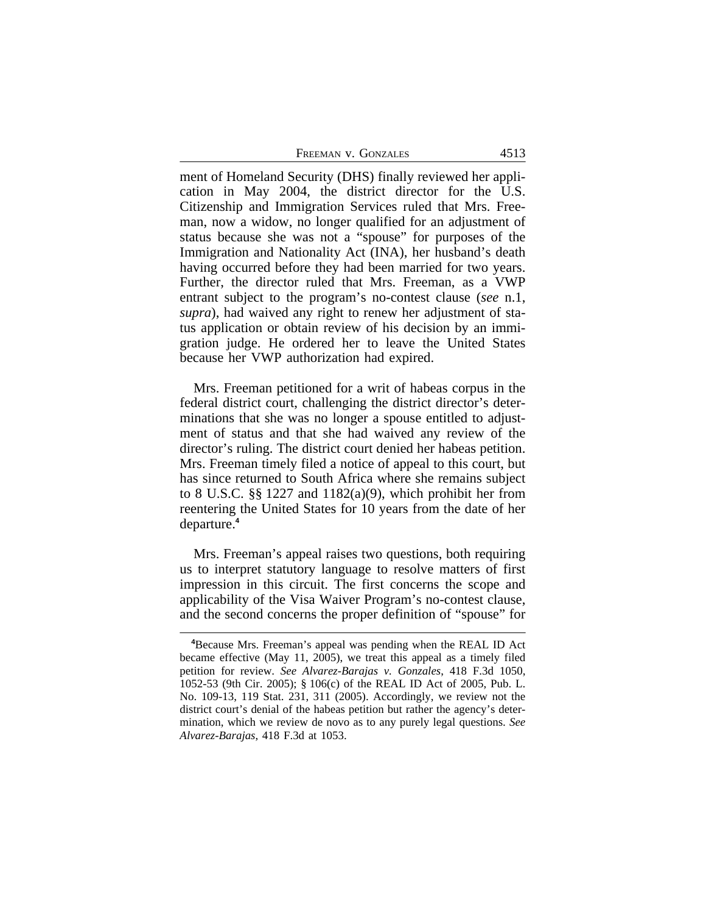ment of Homeland Security (DHS) finally reviewed her application in May 2004, the district director for the U.S. Citizenship and Immigration Services ruled that Mrs. Freeman, now a widow, no longer qualified for an adjustment of status because she was not a "spouse" for purposes of the Immigration and Nationality Act (INA), her husband's death having occurred before they had been married for two years. Further, the director ruled that Mrs. Freeman, as a VWP entrant subject to the program's no-contest clause (*see* n.1, *supra*), had waived any right to renew her adjustment of status application or obtain review of his decision by an immigration judge. He ordered her to leave the United States because her VWP authorization had expired.

Mrs. Freeman petitioned for a writ of habeas corpus in the federal district court, challenging the district director's determinations that she was no longer a spouse entitled to adjustment of status and that she had waived any review of the director's ruling. The district court denied her habeas petition. Mrs. Freeman timely filed a notice of appeal to this court, but has since returned to South Africa where she remains subject to 8 U.S.C. §§ 1227 and 1182(a)(9), which prohibit her from reentering the United States for 10 years from the date of her departure.[4]

Mrs. Freeman's appeal raises two questions, both requiring us to interpret statutory language to resolve matters of first impression in this circuit. The first concerns the scope and applicability of the Visa Waiver Program's no-contest clause, and the second concerns the proper definition of "spouse" for

---

[4]Because Mrs. Freeman's appeal was pending when the REAL ID Act became effective (May 11, 2005), we treat this appeal as a timely filed petition for review. *See Alvarez-Barajas v. Gonzales*, 418 F.3d 1050, 1052-53 (9th Cir. 2005); § 106(c) of the REAL ID Act of 2005, Pub. L. No. 109-13, 119 Stat. 231, 311 (2005). Accordingly, we review not the district court's denial of the habeas petition but rather the agency's determination, which we review de novo as to any purely legal questions. *See Alvarez-Barajas*, 418 F.3d at 1053.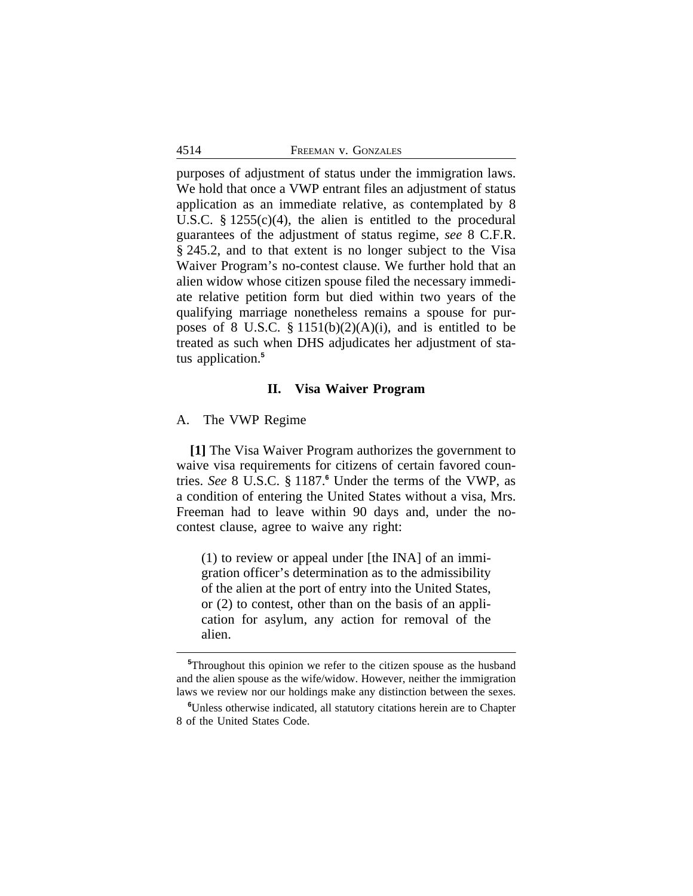purposes of adjustment of status under the immigration laws. We hold that once a VWP entrant files an adjustment of status application as an immediate relative, as contemplated by 8 U.S.C. § 1255(c)(4), the alien is entitled to the procedural guarantees of the adjustment of status regime, *see* 8 C.F.R. § 245.2, and to that extent is no longer subject to the Visa Waiver Program's no-contest clause. We further hold that an alien widow whose citizen spouse filed the necessary immediate relative petition form but died within two years of the qualifying marriage nonetheless remains a spouse for purposes of 8 U.S.C. § 1151(b)(2)(A)(i), and is entitled to be treated as such when DHS adjudicates her adjustment of status application.[5]

## II. Visa Waiver Program

A. The VWP Regime

**[1]** The Visa Waiver Program authorizes the government to waive visa requirements for citizens of certain favored countries. *See* 8 U.S.C. § 1187.[6] Under the terms of the VWP, as a condition of entering the United States without a visa, Mrs. Freeman had to leave within 90 days and, under the no-contest clause, agree to waive any right:

> (1) to review or appeal under [the INA] of an immigration officer's determination as to the admissibility of the alien at the port of entry into the United States, or (2) to contest, other than on the basis of an application for asylum, any action for removal of the alien.

---

[5]Throughout this opinion we refer to the citizen spouse as the husband and the alien spouse as the wife/widow. However, neither the immigration laws we review nor our holdings make any distinction between the sexes.

[6]Unless otherwise indicated, all statutory citations herein are to Chapter 8 of the United States Code.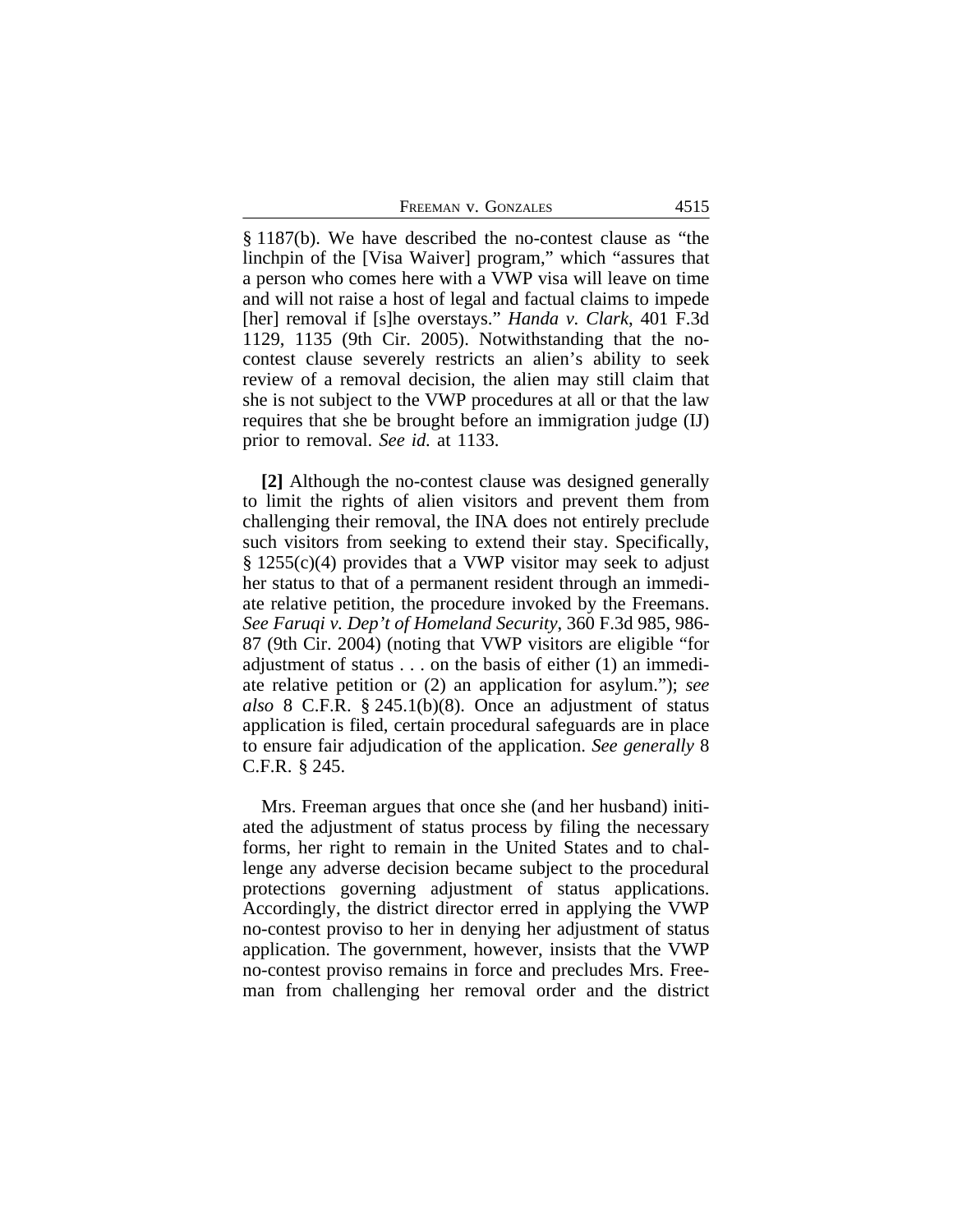§ 1187(b). We have described the no-contest clause as "the linchpin of the [Visa Waiver] program," which "assures that a person who comes here with a VWP visa will leave on time and will not raise a host of legal and factual claims to impede [her] removal if [s]he overstays." *Handa v. Clark*, 401 F.3d 1129, 1135 (9th Cir. 2005). Notwithstanding that the no-contest clause severely restricts an alien's ability to seek review of a removal decision, the alien may still claim that she is not subject to the VWP procedures at all or that the law requires that she be brought before an immigration judge (IJ) prior to removal. *See id.* at 1133.

**[2]** Although the no-contest clause was designed generally to limit the rights of alien visitors and prevent them from challenging their removal, the INA does not entirely preclude such visitors from seeking to extend their stay. Specifically, § 1255(c)(4) provides that a VWP visitor may seek to adjust her status to that of a permanent resident through an immediate relative petition, the procedure invoked by the Freemans. *See Faruqi v. Dep't of Homeland Security*, 360 F.3d 985, 986-87 (9th Cir. 2004) (noting that VWP visitors are eligible "for adjustment of status . . . on the basis of either (1) an immediate relative petition or (2) an application for asylum."); *see also* 8 C.F.R. § 245.1(b)(8). Once an adjustment of status application is filed, certain procedural safeguards are in place to ensure fair adjudication of the application. *See generally* 8 C.F.R. § 245.

Mrs. Freeman argues that once she (and her husband) initiated the adjustment of status process by filing the necessary forms, her right to remain in the United States and to challenge any adverse decision became subject to the procedural protections governing adjustment of status applications. Accordingly, the district director erred in applying the VWP no-contest proviso to her in denying her adjustment of status application. The government, however, insists that the VWP no-contest proviso remains in force and precludes Mrs. Freeman from challenging her removal order and the district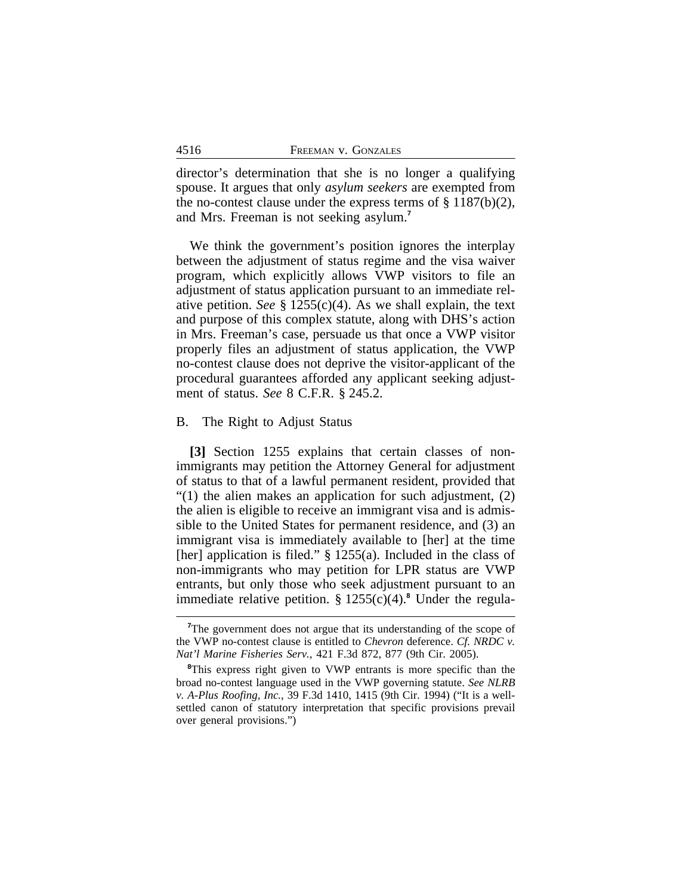director's determination that she is no longer a qualifying spouse. It argues that only *asylum seekers* are exempted from the no-contest clause under the express terms of § 1187(b)(2), and Mrs. Freeman is not seeking asylum.[7]

We think the government's position ignores the interplay between the adjustment of status regime and the visa waiver program, which explicitly allows VWP visitors to file an adjustment of status application pursuant to an immediate relative petition. *See* § 1255(c)(4). As we shall explain, the text and purpose of this complex statute, along with DHS's action in Mrs. Freeman's case, persuade us that once a VWP visitor properly files an adjustment of status application, the VWP no-contest clause does not deprive the visitor-applicant of the procedural guarantees afforded any applicant seeking adjustment of status. *See* 8 C.F.R. § 245.2.

## B. The Right to Adjust Status

**[3]** Section 1255 explains that certain classes of non-immigrants may petition the Attorney General for adjustment of status to that of a lawful permanent resident, provided that "(1) the alien makes an application for such adjustment, (2) the alien is eligible to receive an immigrant visa and is admissible to the United States for permanent residence, and (3) an immigrant visa is immediately available to [her] at the time [her] application is filed." § 1255(a). Included in the class of non-immigrants who may petition for LPR status are VWP entrants, but only those who seek adjustment pursuant to an immediate relative petition. § 1255(c)(4).[8] Under the regula-

---

[7]The government does not argue that its understanding of the scope of the VWP no-contest clause is entitled to *Chevron* deference. *Cf. NRDC v. Nat'l Marine Fisheries Serv.*, 421 F.3d 872, 877 (9th Cir. 2005).

[8]This express right given to VWP entrants is more specific than the broad no-contest language used in the VWP governing statute. *See NLRB v. A-Plus Roofing, Inc.*, 39 F.3d 1410, 1415 (9th Cir. 1994) ("It is a well-settled canon of statutory interpretation that specific provisions prevail over general provisions.")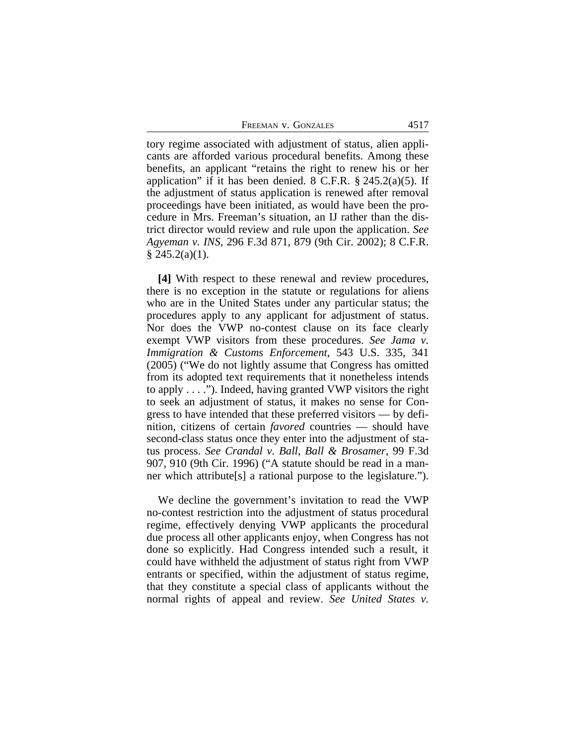tory regime associated with adjustment of status, alien applicants are afforded various procedural benefits. Among these benefits, an applicant "retains the right to renew his or her application" if it has been denied. 8 C.F.R. § 245.2(a)(5). If the adjustment of status application is renewed after removal proceedings have been initiated, as would have been the procedure in Mrs. Freeman's situation, an IJ rather than the district director would review and rule upon the application. *See Agyeman v. INS*, 296 F.3d 871, 879 (9th Cir. 2002); 8 C.F.R. § 245.2(a)(1).

**[4]** With respect to these renewal and review procedures, there is no exception in the statute or regulations for aliens who are in the United States under any particular status; the procedures apply to any applicant for adjustment of status. Nor does the VWP no-contest clause on its face clearly exempt VWP visitors from these procedures. *See Jama v. Immigration & Customs Enforcement*, 543 U.S. 335, 341 (2005) ("We do not lightly assume that Congress has omitted from its adopted text requirements that it nonetheless intends to apply . . . ."). Indeed, having granted VWP visitors the right to seek an adjustment of status, it makes no sense for Congress to have intended that these preferred visitors — by definition, citizens of certain *favored* countries — should have second-class status once they enter into the adjustment of status process. *See Crandal v. Ball, Ball & Brosamer*, 99 F.3d 907, 910 (9th Cir. 1996) ("A statute should be read in a manner which attribute[s] a rational purpose to the legislature.").

We decline the government's invitation to read the VWP no-contest restriction into the adjustment of status procedural regime, effectively denying VWP applicants the procedural due process all other applicants enjoy, when Congress has not done so explicitly. Had Congress intended such a result, it could have withheld the adjustment of status right from VWP entrants or specified, within the adjustment of status regime, that they constitute a special class of applicants without the normal rights of appeal and review. *See United States v.*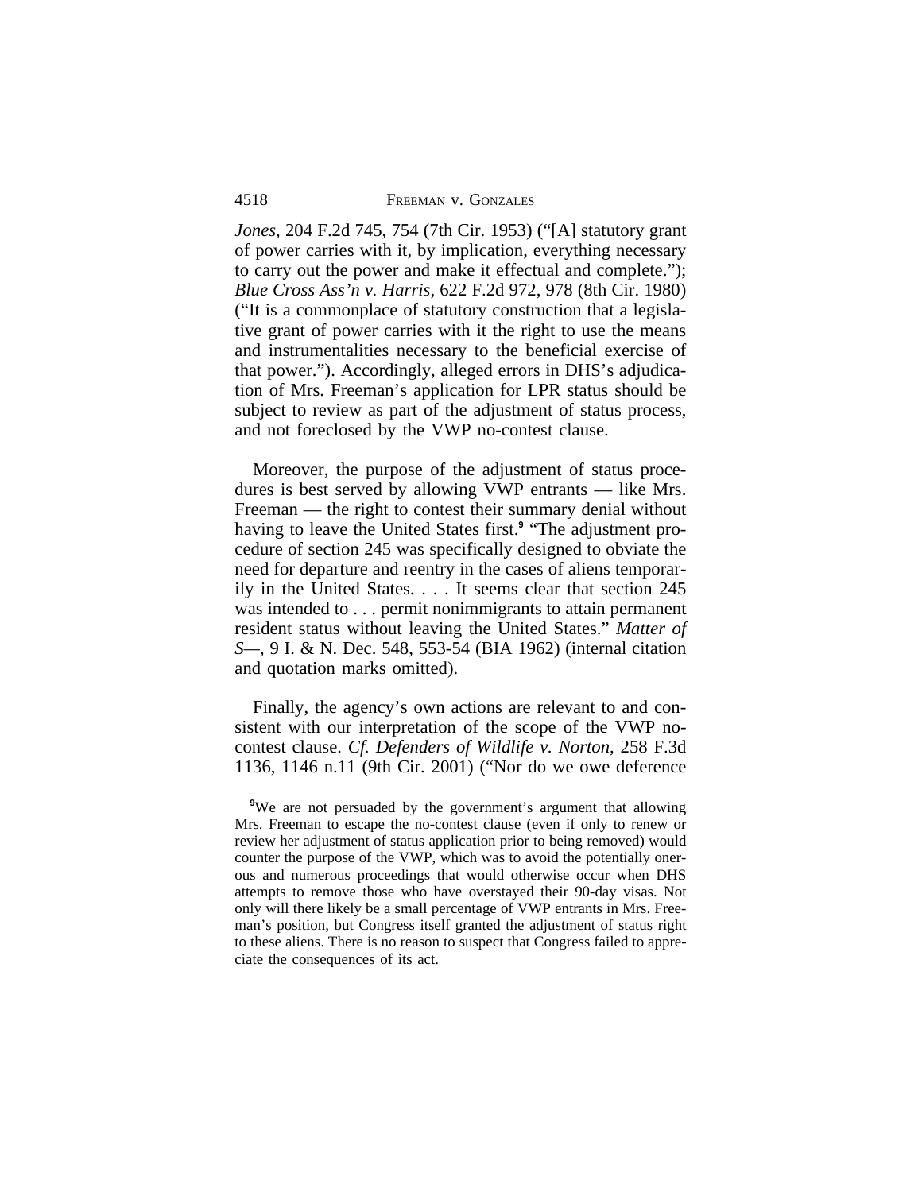*Jones*, 204 F.2d 745, 754 (7th Cir. 1953) ("[A] statutory grant of power carries with it, by implication, everything necessary to carry out the power and make it effectual and complete."); *Blue Cross Ass'n v. Harris*, 622 F.2d 972, 978 (8th Cir. 1980) ("It is a commonplace of statutory construction that a legislative grant of power carries with it the right to use the means and instrumentalities necessary to the beneficial exercise of that power."). Accordingly, alleged errors in DHS's adjudication of Mrs. Freeman's application for LPR status should be subject to review as part of the adjustment of status process, and not foreclosed by the VWP no-contest clause.

Moreover, the purpose of the adjustment of status procedures is best served by allowing VWP entrants — like Mrs. Freeman — the right to contest their summary denial without having to leave the United States first.[9] "The adjustment procedure of section 245 was specifically designed to obviate the need for departure and reentry in the cases of aliens temporarily in the United States. . . . It seems clear that section 245 was intended to . . . permit nonimmigrants to attain permanent resident status without leaving the United States." *Matter of S—*, 9 I. & N. Dec. 548, 553-54 (BIA 1962) (internal citation and quotation marks omitted).

Finally, the agency's own actions are relevant to and consistent with our interpretation of the scope of the VWP no-contest clause. *Cf. Defenders of Wildlife v. Norton*, 258 F.3d 1136, 1146 n.11 (9th Cir. 2001) ("Nor do we owe deference

---

[9]We are not persuaded by the government's argument that allowing Mrs. Freeman to escape the no-contest clause (even if only to renew or review her adjustment of status application prior to being removed) would counter the purpose of the VWP, which was to avoid the potentially onerous and numerous proceedings that would otherwise occur when DHS attempts to remove those who have overstayed their 90-day visas. Not only will there likely be a small percentage of VWP entrants in Mrs. Freeman's position, but Congress itself granted the adjustment of status right to these aliens. There is no reason to suspect that Congress failed to appreciate the consequences of its act.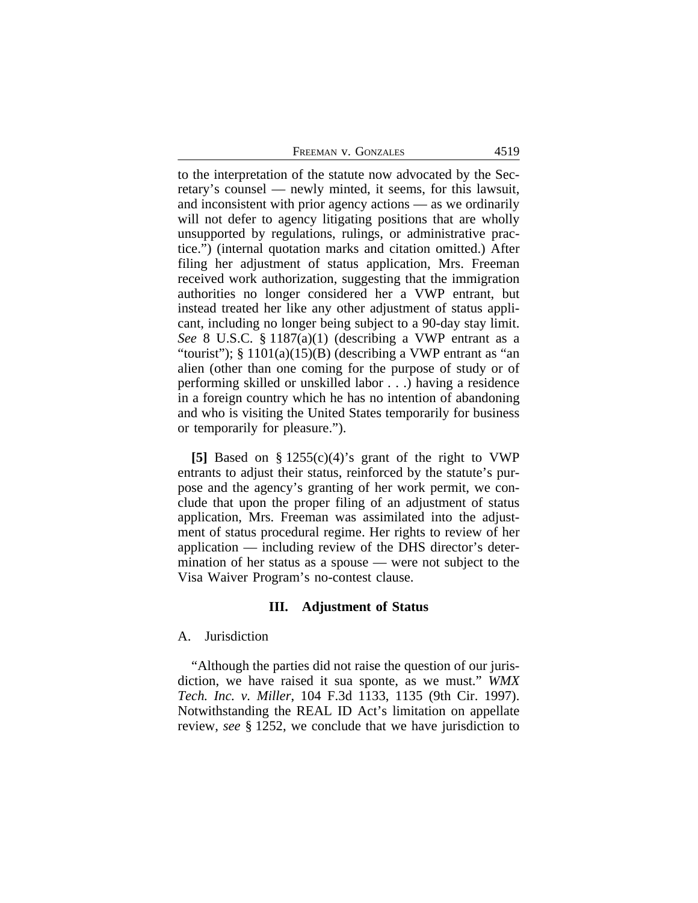to the interpretation of the statute now advocated by the Secretary's counsel — newly minted, it seems, for this lawsuit, and inconsistent with prior agency actions — as we ordinarily will not defer to agency litigating positions that are wholly unsupported by regulations, rulings, or administrative practice.") (internal quotation marks and citation omitted.) After filing her adjustment of status application, Mrs. Freeman received work authorization, suggesting that the immigration authorities no longer considered her a VWP entrant, but instead treated her like any other adjustment of status applicant, including no longer being subject to a 90-day stay limit. *See* 8 U.S.C. § 1187(a)(1) (describing a VWP entrant as a "tourist"); § 1101(a)(15)(B) (describing a VWP entrant as "an alien (other than one coming for the purpose of study or of performing skilled or unskilled labor . . .) having a residence in a foreign country which he has no intention of abandoning and who is visiting the United States temporarily for business or temporarily for pleasure.").

**[5]** Based on § 1255(c)(4)'s grant of the right to VWP entrants to adjust their status, reinforced by the statute's purpose and the agency's granting of her work permit, we conclude that upon the proper filing of an adjustment of status application, Mrs. Freeman was assimilated into the adjustment of status procedural regime. Her rights to review of her application — including review of the DHS director's determination of her status as a spouse — were not subject to the Visa Waiver Program's no-contest clause.

## III. Adjustment of Status

### A. Jurisdiction

"Although the parties did not raise the question of our jurisdiction, we have raised it sua sponte, as we must." *WMX Tech. Inc. v. Miller*, 104 F.3d 1133, 1135 (9th Cir. 1997). Notwithstanding the REAL ID Act's limitation on appellate review, *see* § 1252, we conclude that we have jurisdiction to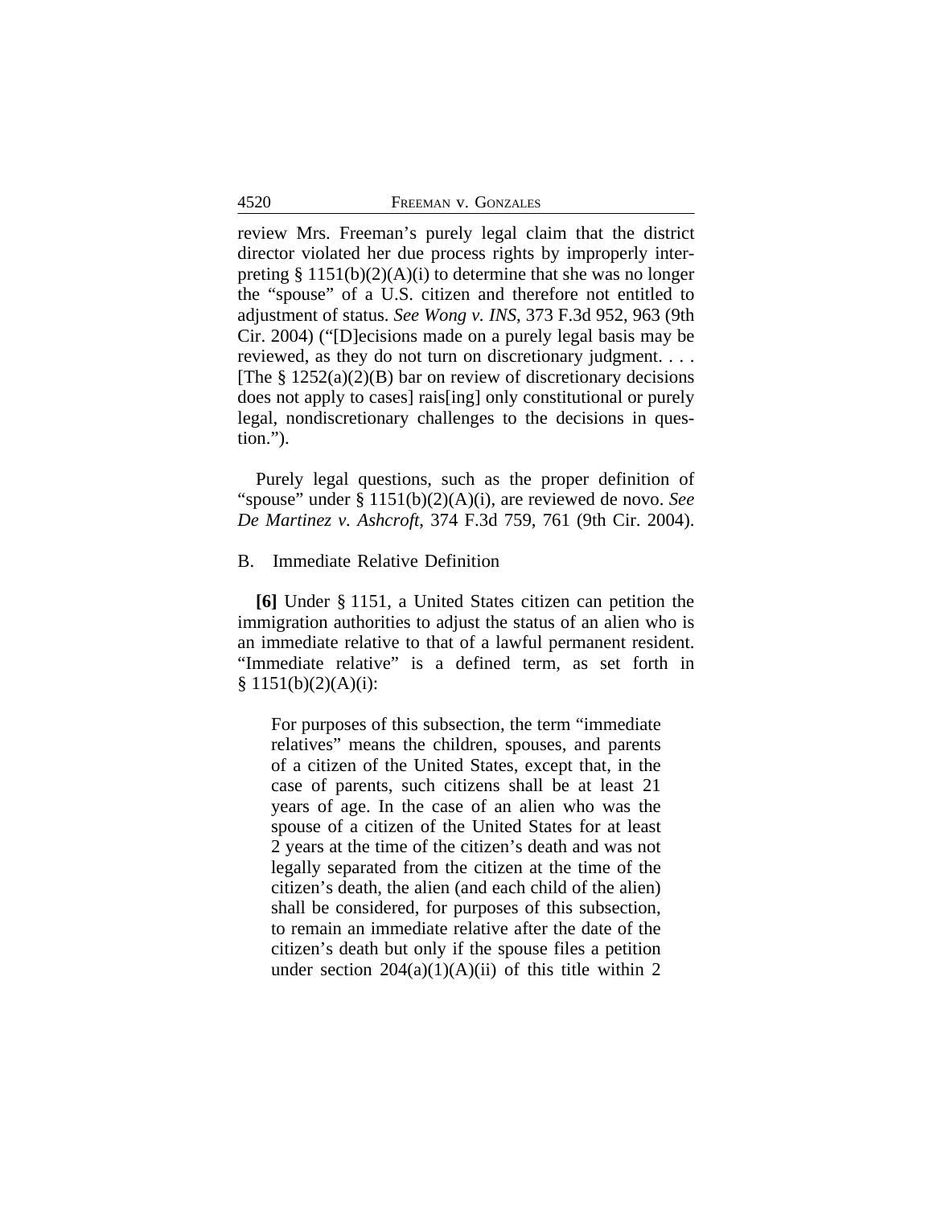review Mrs. Freeman's purely legal claim that the district director violated her due process rights by improperly interpreting § 1151(b)(2)(A)(i) to determine that she was no longer the "spouse" of a U.S. citizen and therefore not entitled to adjustment of status. *See Wong v. INS*, 373 F.3d 952, 963 (9th Cir. 2004) ("[D]ecisions made on a purely legal basis may be reviewed, as they do not turn on discretionary judgment. . . . [The § 1252(a)(2)(B) bar on review of discretionary decisions does not apply to cases] rais[ing] only constitutional or purely legal, nondiscretionary challenges to the decisions in question.").

Purely legal questions, such as the proper definition of "spouse" under § 1151(b)(2)(A)(i), are reviewed de novo. *See De Martinez v. Ashcroft*, 374 F.3d 759, 761 (9th Cir. 2004).

## B. Immediate Relative Definition

**[6]** Under § 1151, a United States citizen can petition the immigration authorities to adjust the status of an alien who is an immediate relative to that of a lawful permanent resident. "Immediate relative" is a defined term, as set forth in § 1151(b)(2)(A)(i):

> For purposes of this subsection, the term "immediate relatives" means the children, spouses, and parents of a citizen of the United States, except that, in the case of parents, such citizens shall be at least 21 years of age. In the case of an alien who was the spouse of a citizen of the United States for at least 2 years at the time of the citizen's death and was not legally separated from the citizen at the time of the citizen's death, the alien (and each child of the alien) shall be considered, for purposes of this subsection, to remain an immediate relative after the date of the citizen's death but only if the spouse files a petition under section 204(a)(1)(A)(ii) of this title within 2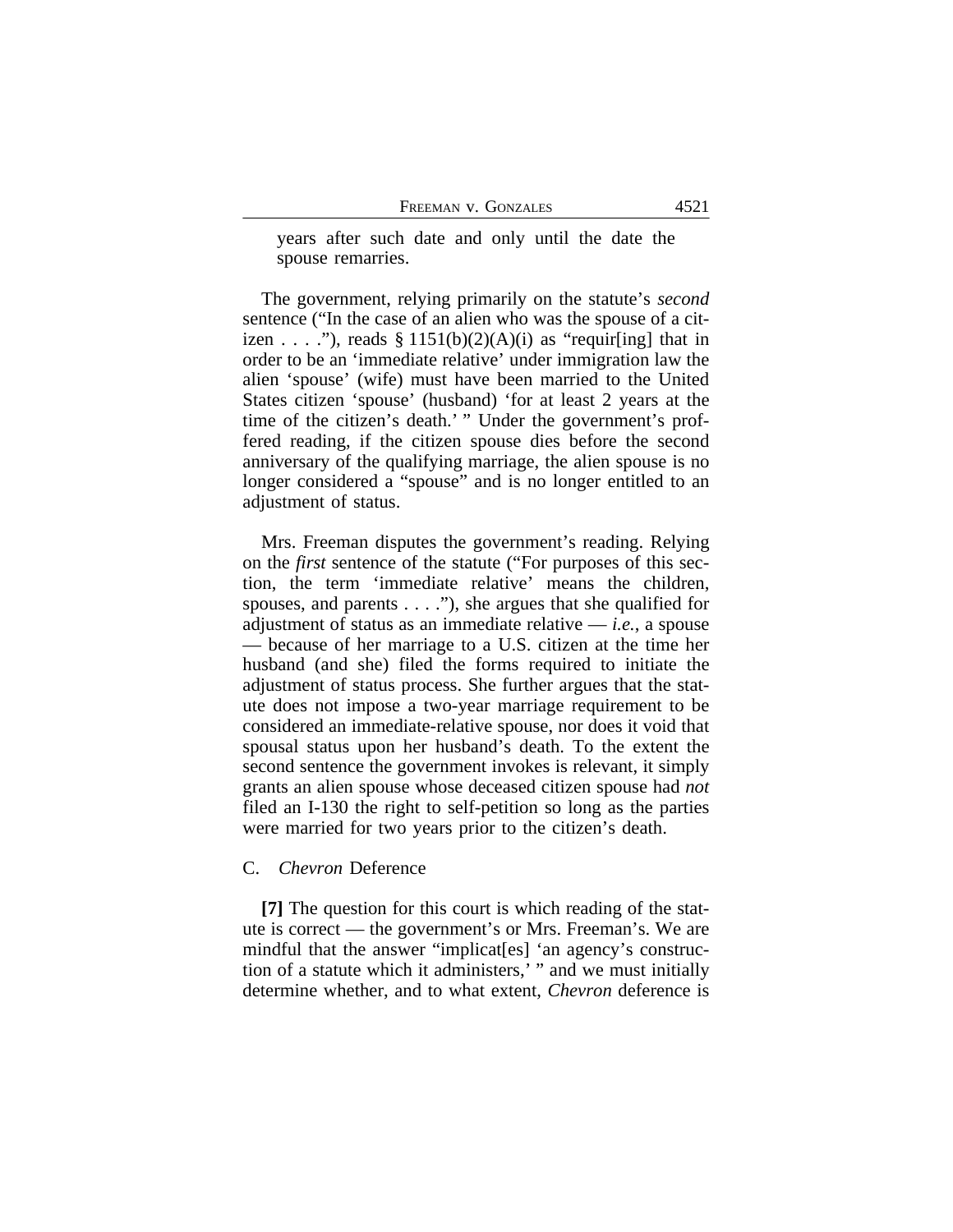years after such date and only until the date the spouse remarries.

The government, relying primarily on the statute's *second* sentence ("In the case of an alien who was the spouse of a citizen . . . ."), reads § 1151(b)(2)(A)(i) as "requir[ing] that in order to be an 'immediate relative' under immigration law the alien 'spouse' (wife) must have been married to the United States citizen 'spouse' (husband) 'for at least 2 years at the time of the citizen's death.' " Under the government's proffered reading, if the citizen spouse dies before the second anniversary of the qualifying marriage, the alien spouse is no longer considered a "spouse" and is no longer entitled to an adjustment of status.

Mrs. Freeman disputes the government's reading. Relying on the *first* sentence of the statute ("For purposes of this section, the term 'immediate relative' means the children, spouses, and parents . . . ."), she argues that she qualified for adjustment of status as an immediate relative — *i.e.*, a spouse — because of her marriage to a U.S. citizen at the time her husband (and she) filed the forms required to initiate the adjustment of status process. She further argues that the statute does not impose a two-year marriage requirement to be considered an immediate-relative spouse, nor does it void that spousal status upon her husband's death. To the extent the second sentence the government invokes is relevant, it simply grants an alien spouse whose deceased citizen spouse had *not* filed an I-130 the right to self-petition so long as the parties were married for two years prior to the citizen's death.

C. *Chevron* Deference

**[7]** The question for this court is which reading of the statute is correct — the government's or Mrs. Freeman's. We are mindful that the answer "implicat[es] 'an agency's construction of a statute which it administers,' " and we must initially determine whether, and to what extent, *Chevron* deference is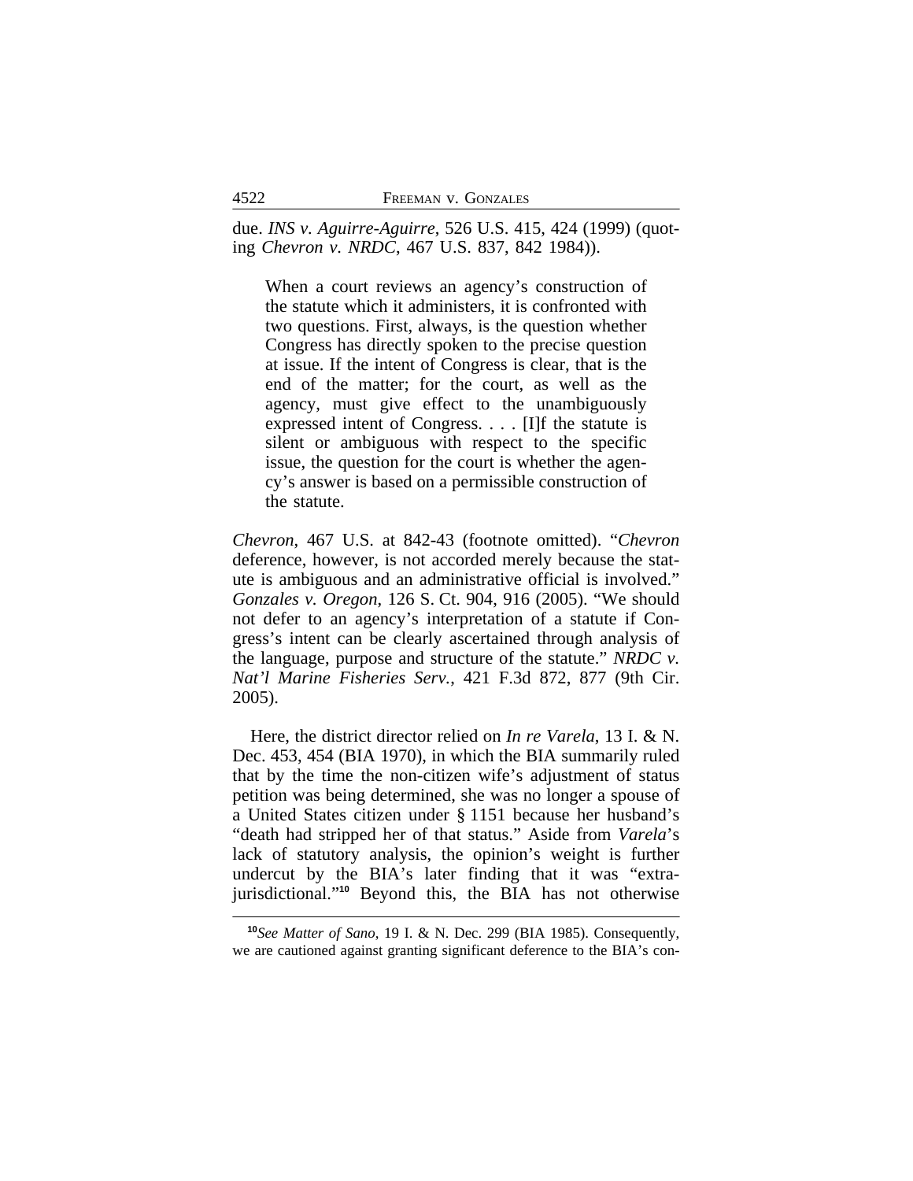due. *INS v. Aguirre-Aguirre*, 526 U.S. 415, 424 (1999) (quoting *Chevron v. NRDC*, 467 U.S. 837, 842 1984)).

> When a court reviews an agency's construction of the statute which it administers, it is confronted with two questions. First, always, is the question whether Congress has directly spoken to the precise question at issue. If the intent of Congress is clear, that is the end of the matter; for the court, as well as the agency, must give effect to the unambiguously expressed intent of Congress. . . . [I]f the statute is silent or ambiguous with respect to the specific issue, the question for the court is whether the agency's answer is based on a permissible construction of the statute.

*Chevron*, 467 U.S. at 842-43 (footnote omitted). "*Chevron* deference, however, is not accorded merely because the statute is ambiguous and an administrative official is involved." *Gonzales v. Oregon*, 126 S. Ct. 904, 916 (2005). "We should not defer to an agency's interpretation of a statute if Congress's intent can be clearly ascertained through analysis of the language, purpose and structure of the statute." *NRDC v. Nat'l Marine Fisheries Serv.*, 421 F.3d 872, 877 (9th Cir. 2005).

Here, the district director relied on *In re Varela*, 13 I. & N. Dec. 453, 454 (BIA 1970), in which the BIA summarily ruled that by the time the non-citizen wife's adjustment of status petition was being determined, she was no longer a spouse of a United States citizen under § 1151 because her husband's "death had stripped her of that status." Aside from *Varela*'s lack of statutory analysis, the opinion's weight is further undercut by the BIA's later finding that it was "extra-jurisdictional."[10] Beyond this, the BIA has not otherwise

[10]*See Matter of Sano*, 19 I. & N. Dec. 299 (BIA 1985). Consequently, we are cautioned against granting significant deference to the BIA's con-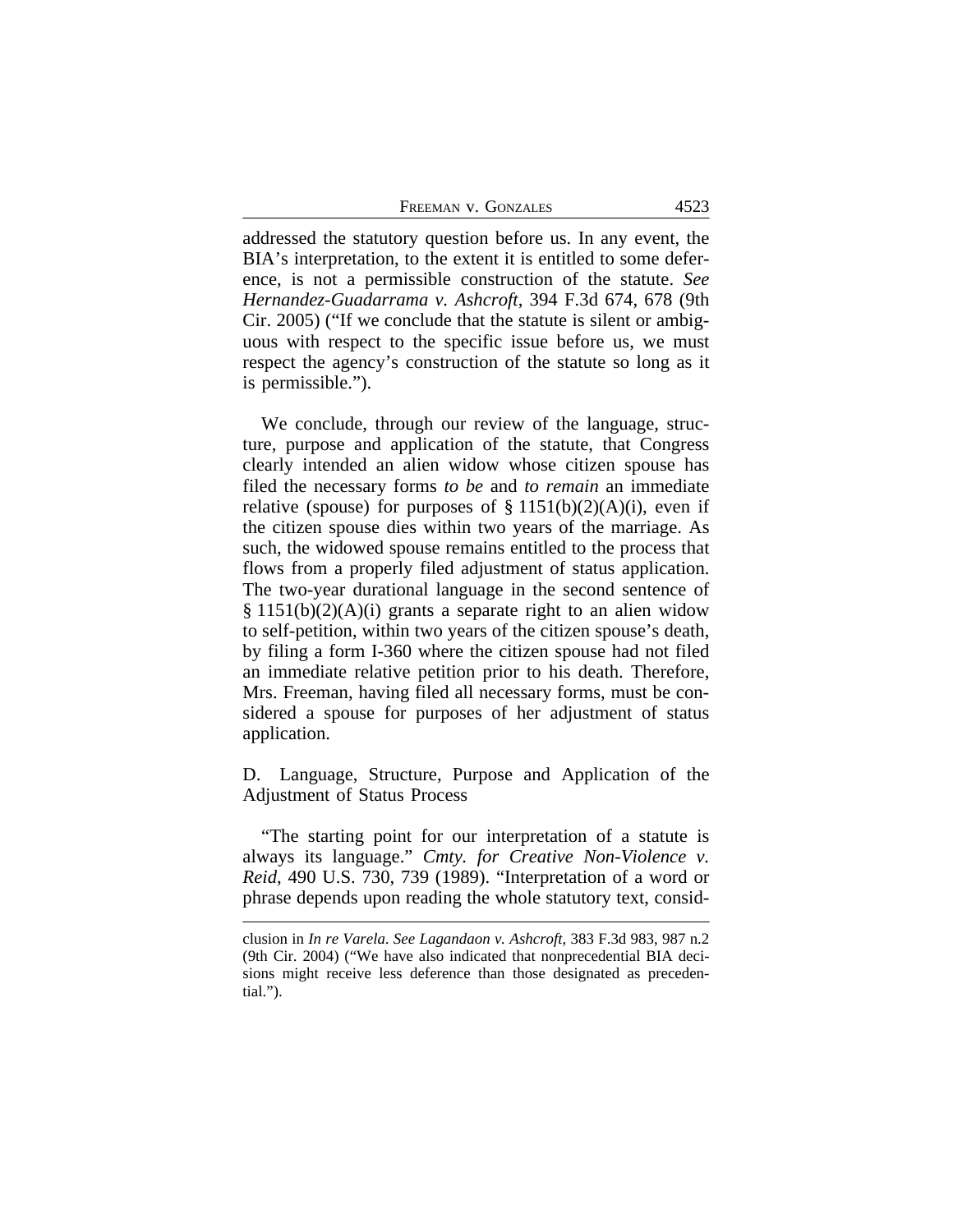addressed the statutory question before us. In any event, the BIA's interpretation, to the extent it is entitled to some deference, is not a permissible construction of the statute. *See Hernandez-Guadarrama v. Ashcroft*, 394 F.3d 674, 678 (9th Cir. 2005) ("If we conclude that the statute is silent or ambiguous with respect to the specific issue before us, we must respect the agency's construction of the statute so long as it is permissible.").

We conclude, through our review of the language, structure, purpose and application of the statute, that Congress clearly intended an alien widow whose citizen spouse has filed the necessary forms *to be* and *to remain* an immediate relative (spouse) for purposes of § 1151(b)(2)(A)(i), even if the citizen spouse dies within two years of the marriage. As such, the widowed spouse remains entitled to the process that flows from a properly filed adjustment of status application. The two-year durational language in the second sentence of § 1151(b)(2)(A)(i) grants a separate right to an alien widow to self-petition, within two years of the citizen spouse's death, by filing a form I-360 where the citizen spouse had not filed an immediate relative petition prior to his death. Therefore, Mrs. Freeman, having filed all necessary forms, must be considered a spouse for purposes of her adjustment of status application.

D. Language, Structure, Purpose and Application of the Adjustment of Status Process

"The starting point for our interpretation of a statute is always its language." *Cmty. for Creative Non-Violence v. Reid*, 490 U.S. 730, 739 (1989). "Interpretation of a word or phrase depends upon reading the whole statutory text, consid-

---

clusion in *In re Varela*. *See Lagandaon v. Ashcroft*, 383 F.3d 983, 987 n.2 (9th Cir. 2004) ("We have also indicated that nonprecedential BIA decisions might receive less deference than those designated as precedential.").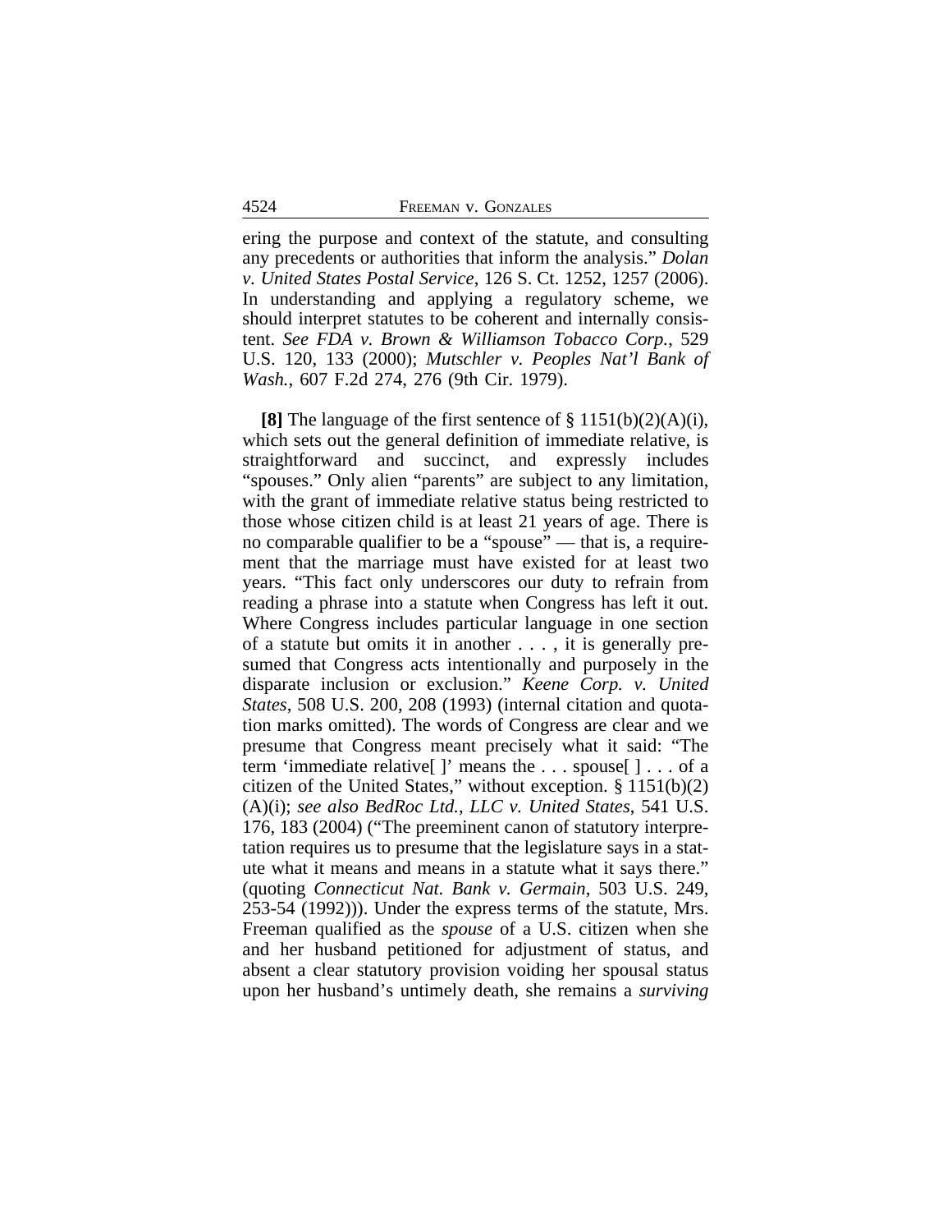ering the purpose and context of the statute, and consulting any precedents or authorities that inform the analysis." *Dolan v. United States Postal Service*, 126 S. Ct. 1252, 1257 (2006). In understanding and applying a regulatory scheme, we should interpret statutes to be coherent and internally consistent. *See FDA v. Brown & Williamson Tobacco Corp.*, 529 U.S. 120, 133 (2000); *Mutschler v. Peoples Nat'l Bank of Wash.*, 607 F.2d 274, 276 (9th Cir. 1979).

**[8]** The language of the first sentence of § 1151(b)(2)(A)(i), which sets out the general definition of immediate relative, is straightforward and succinct, and expressly includes "spouses." Only alien "parents" are subject to any limitation, with the grant of immediate relative status being restricted to those whose citizen child is at least 21 years of age. There is no comparable qualifier to be a "spouse" — that is, a requirement that the marriage must have existed for at least two years. "This fact only underscores our duty to refrain from reading a phrase into a statute when Congress has left it out. Where Congress includes particular language in one section of a statute but omits it in another . . . , it is generally presumed that Congress acts intentionally and purposely in the disparate inclusion or exclusion." *Keene Corp. v. United States*, 508 U.S. 200, 208 (1993) (internal citation and quotation marks omitted). The words of Congress are clear and we presume that Congress meant precisely what it said: "The term 'immediate relative[ ]' means the . . . spouse[ ] . . . of a citizen of the United States," without exception. § 1151(b)(2)(A)(i); *see also BedRoc Ltd., LLC v. United States*, 541 U.S. 176, 183 (2004) ("The preeminent canon of statutory interpretation requires us to presume that the legislature says in a statute what it means and means in a statute what it says there." (quoting *Connecticut Nat. Bank v. Germain*, 503 U.S. 249, 253-54 (1992))). Under the express terms of the statute, Mrs. Freeman qualified as the *spouse* of a U.S. citizen when she and her husband petitioned for adjustment of status, and absent a clear statutory provision voiding her spousal status upon her husband's untimely death, she remains a *surviving*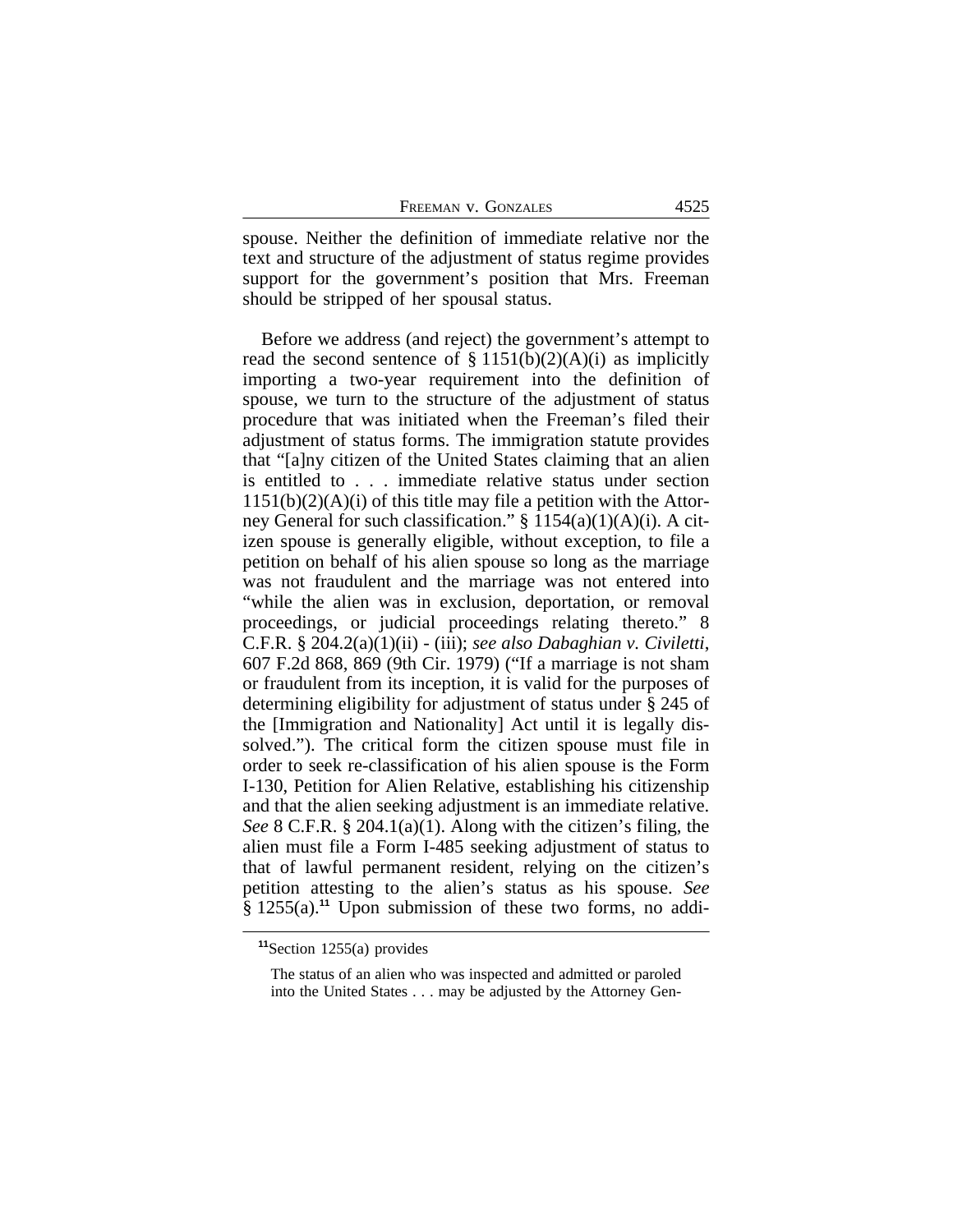spouse. Neither the definition of immediate relative nor the text and structure of the adjustment of status regime provides support for the government's position that Mrs. Freeman should be stripped of her spousal status.

Before we address (and reject) the government's attempt to read the second sentence of § 1151(b)(2)(A)(i) as implicitly importing a two-year requirement into the definition of spouse, we turn to the structure of the adjustment of status procedure that was initiated when the Freeman's filed their adjustment of status forms. The immigration statute provides that "[a]ny citizen of the United States claiming that an alien is entitled to . . . immediate relative status under section 1151(b)(2)(A)(i) of this title may file a petition with the Attorney General for such classification." § 1154(a)(1)(A)(i). A citizen spouse is generally eligible, without exception, to file a petition on behalf of his alien spouse so long as the marriage was not fraudulent and the marriage was not entered into "while the alien was in exclusion, deportation, or removal proceedings, or judicial proceedings relating thereto." 8 C.F.R. § 204.2(a)(1)(ii) - (iii); *see also Dabaghian v. Civiletti*, 607 F.2d 868, 869 (9th Cir. 1979) ("If a marriage is not sham or fraudulent from its inception, it is valid for the purposes of determining eligibility for adjustment of status under § 245 of the [Immigration and Nationality] Act until it is legally dissolved."). The critical form the citizen spouse must file in order to seek re-classification of his alien spouse is the Form I-130, Petition for Alien Relative, establishing his citizenship and that the alien seeking adjustment is an immediate relative. *See* 8 C.F.R. § 204.1(a)(1). Along with the citizen's filing, the alien must file a Form I-485 seeking adjustment of status to that of lawful permanent resident, relying on the citizen's petition attesting to the alien's status as his spouse. *See* § 1255(a).[11] Upon submission of these two forms, no addi-

---

[11]Section 1255(a) provides

> The status of an alien who was inspected and admitted or paroled into the United States . . . may be adjusted by the Attorney Gen-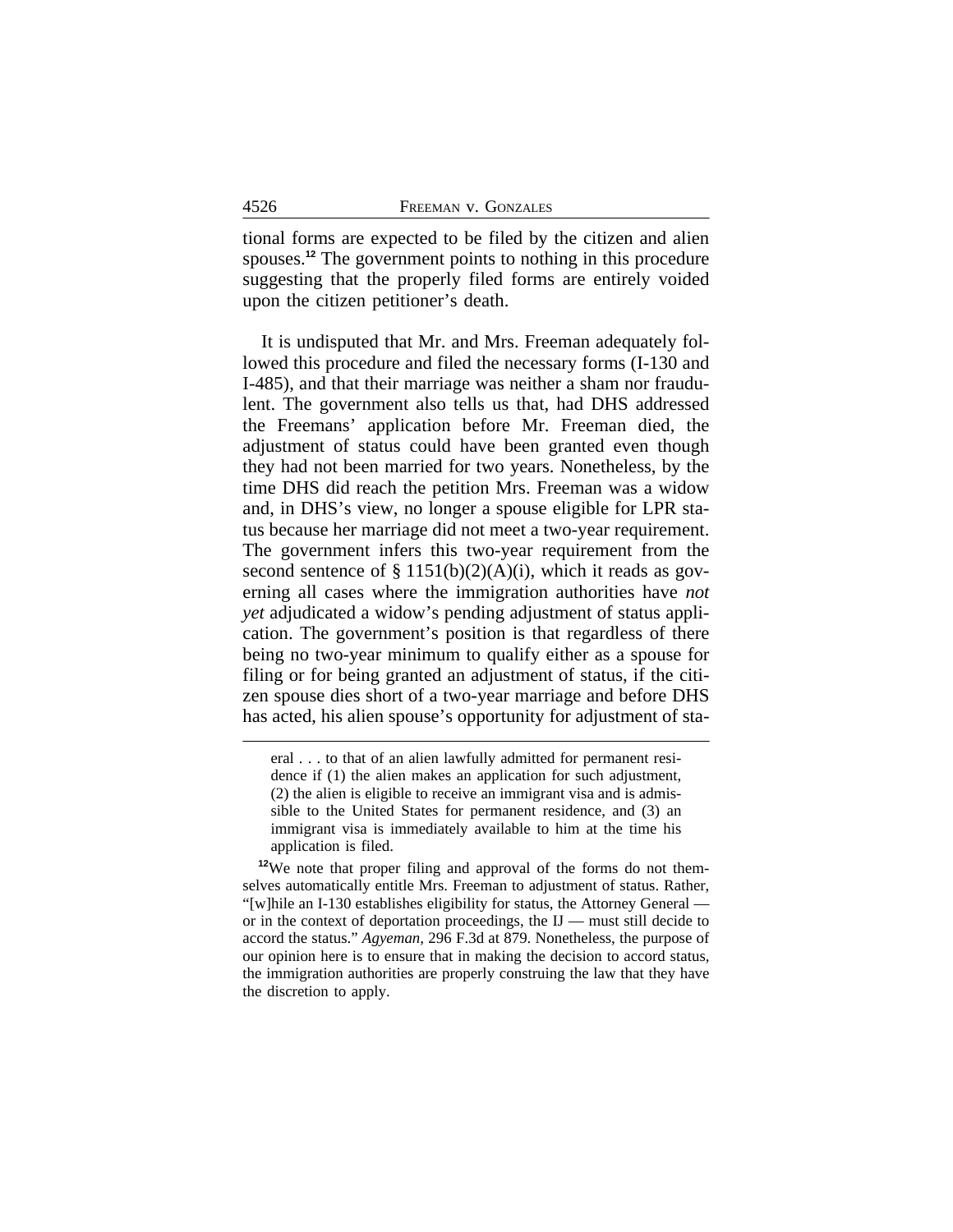tional forms are expected to be filed by the citizen and alien spouses.[12] The government points to nothing in this procedure suggesting that the properly filed forms are entirely voided upon the citizen petitioner's death.

It is undisputed that Mr. and Mrs. Freeman adequately followed this procedure and filed the necessary forms (I-130 and I-485), and that their marriage was neither a sham nor fraudulent. The government also tells us that, had DHS addressed the Freemans' application before Mr. Freeman died, the adjustment of status could have been granted even though they had not been married for two years. Nonetheless, by the time DHS did reach the petition Mrs. Freeman was a widow and, in DHS's view, no longer a spouse eligible for LPR status because her marriage did not meet a two-year requirement. The government infers this two-year requirement from the second sentence of § 1151(b)(2)(A)(i), which it reads as governing all cases where the immigration authorities have *not yet* adjudicated a widow's pending adjustment of status application. The government's position is that regardless of there being no two-year minimum to qualify either as a spouse for filing or for being granted an adjustment of status, if the citizen spouse dies short of a two-year marriage and before DHS has acted, his alien spouse's opportunity for adjustment of sta-

eral . . . to that of an alien lawfully admitted for permanent residence if (1) the alien makes an application for such adjustment, (2) the alien is eligible to receive an immigrant visa and is admissible to the United States for permanent residence, and (3) an immigrant visa is immediately available to him at the time his application is filed.

[12]We note that proper filing and approval of the forms do not themselves automatically entitle Mrs. Freeman to adjustment of status. Rather, "[w]hile an I-130 establishes eligibility for status, the Attorney General — or in the context of deportation proceedings, the IJ — must still decide to accord the status." *Agyeman*, 296 F.3d at 879. Nonetheless, the purpose of our opinion here is to ensure that in making the decision to accord status, the immigration authorities are properly construing the law that they have the discretion to apply.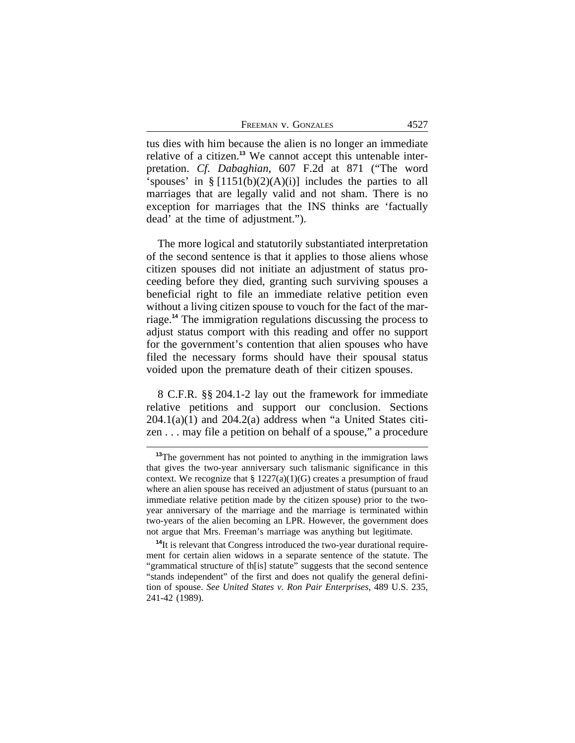tus dies with him because the alien is no longer an immediate relative of a citizen.[13] We cannot accept this untenable interpretation. *Cf. Dabaghian*, 607 F.2d at 871 ("The word 'spouses' in § [1151(b)(2)(A)(i)] includes the parties to all marriages that are legally valid and not sham. There is no exception for marriages that the INS thinks are 'factually dead' at the time of adjustment.").

The more logical and statutorily substantiated interpretation of the second sentence is that it applies to those aliens whose citizen spouses did not initiate an adjustment of status proceeding before they died, granting such surviving spouses a beneficial right to file an immediate relative petition even without a living citizen spouse to vouch for the fact of the marriage.[14] The immigration regulations discussing the process to adjust status comport with this reading and offer no support for the government's contention that alien spouses who have filed the necessary forms should have their spousal status voided upon the premature death of their citizen spouses.

8 C.F.R. §§ 204.1-2 lay out the framework for immediate relative petitions and support our conclusion. Sections 204.1(a)(1) and 204.2(a) address when "a United States citizen . . . may file a petition on behalf of a spouse," a procedure

---

[13] The government has not pointed to anything in the immigration laws that gives the two-year anniversary such talismanic significance in this context. We recognize that § 1227(a)(1)(G) creates a presumption of fraud where an alien spouse has received an adjustment of status (pursuant to an immediate relative petition made by the citizen spouse) prior to the two-year anniversary of the marriage and the marriage is terminated within two-years of the alien becoming an LPR. However, the government does not argue that Mrs. Freeman's marriage was anything but legitimate.

[14] It is relevant that Congress introduced the two-year durational requirement for certain alien widows in a separate sentence of the statute. The "grammatical structure of th[is] statute" suggests that the second sentence "stands independent" of the first and does not qualify the general definition of spouse. *See United States v. Ron Pair Enterprises*, 489 U.S. 235, 241-42 (1989).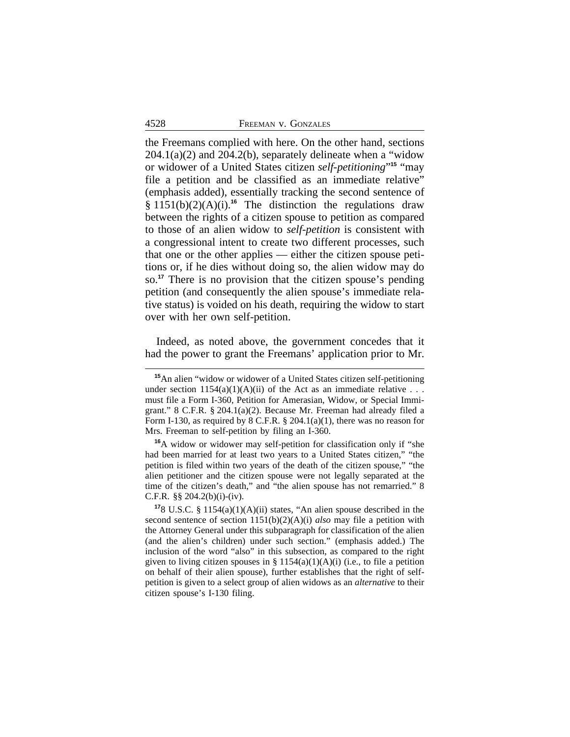the Freemans complied with here. On the other hand, sections 204.1(a)(2) and 204.2(b), separately delineate when a "widow or widower of a United States citizen *self-petitioning*"[15] "may file a petition and be classified as an immediate relative" (emphasis added), essentially tracking the second sentence of § 1151(b)(2)(A)(i).[16] The distinction the regulations draw between the rights of a citizen spouse to petition as compared to those of an alien widow to *self-petition* is consistent with a congressional intent to create two different processes, such that one or the other applies — either the citizen spouse petitions or, if he dies without doing so, the alien widow may do so.[17] There is no provision that the citizen spouse's pending petition (and consequently the alien spouse's immediate relative status) is voided on his death, requiring the widow to start over with her own self-petition.

Indeed, as noted above, the government concedes that it had the power to grant the Freemans' application prior to Mr.

---

[15] An alien "widow or widower of a United States citizen self-petitioning under section 1154(a)(1)(A)(ii) of the Act as an immediate relative . . . must file a Form I-360, Petition for Amerasian, Widow, or Special Immigrant." 8 C.F.R. § 204.1(a)(2). Because Mr. Freeman had already filed a Form I-130, as required by 8 C.F.R. § 204.1(a)(1), there was no reason for Mrs. Freeman to self-petition by filing an I-360.

[16] A widow or widower may self-petition for classification only if "she had been married for at least two years to a United States citizen," "the petition is filed within two years of the death of the citizen spouse," "the alien petitioner and the citizen spouse were not legally separated at the time of the citizen's death," and "the alien spouse has not remarried." 8 C.F.R. §§ 204.2(b)(i)-(iv).

[17] 8 U.S.C. § 1154(a)(1)(A)(ii) states, "An alien spouse described in the second sentence of section 1151(b)(2)(A)(i) *also* may file a petition with the Attorney General under this subparagraph for classification of the alien (and the alien's children) under such section." (emphasis added.) The inclusion of the word "also" in this subsection, as compared to the right given to living citizen spouses in § 1154(a)(1)(A)(i) (i.e., to file a petition on behalf of their alien spouse), further establishes that the right of self-petition is given to a select group of alien widows as an *alternative* to their citizen spouse's I-130 filing.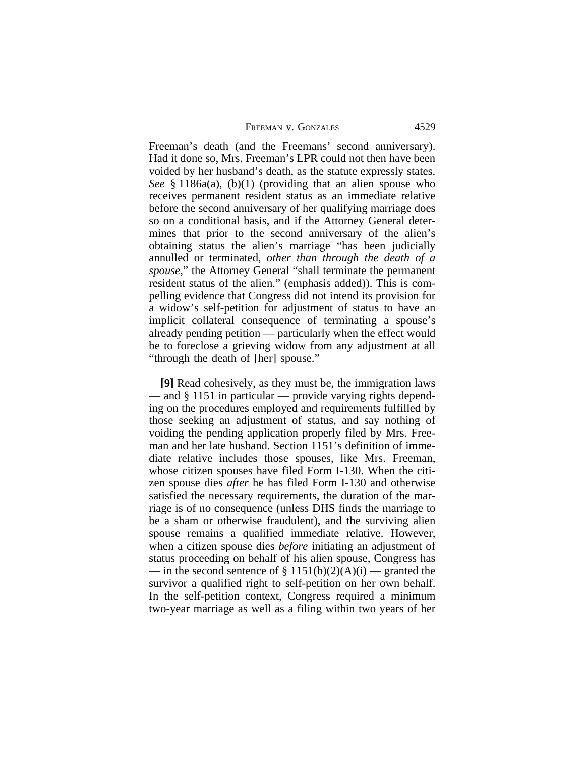Freeman's death (and the Freemans' second anniversary). Had it done so, Mrs. Freeman's LPR could not then have been voided by her husband's death, as the statute expressly states. *See* § 1186a(a), (b)(1) (providing that an alien spouse who receives permanent resident status as an immediate relative before the second anniversary of her qualifying marriage does so on a conditional basis, and if the Attorney General determines that prior to the second anniversary of the alien's obtaining status the alien's marriage "has been judicially annulled or terminated, *other than through the death of a spouse*," the Attorney General "shall terminate the permanent resident status of the alien." (emphasis added)). This is compelling evidence that Congress did not intend its provision for a widow's self-petition for adjustment of status to have an implicit collateral consequence of terminating a spouse's already pending petition — particularly when the effect would be to foreclose a grieving widow from any adjustment at all "through the death of [her] spouse."

**[9]** Read cohesively, as they must be, the immigration laws — and § 1151 in particular — provide varying rights depending on the procedures employed and requirements fulfilled by those seeking an adjustment of status, and say nothing of voiding the pending application properly filed by Mrs. Freeman and her late husband. Section 1151's definition of immediate relative includes those spouses, like Mrs. Freeman, whose citizen spouses have filed Form I-130. When the citizen spouse dies *after* he has filed Form I-130 and otherwise satisfied the necessary requirements, the duration of the marriage is of no consequence (unless DHS finds the marriage to be a sham or otherwise fraudulent), and the surviving alien spouse remains a qualified immediate relative. However, when a citizen spouse dies *before* initiating an adjustment of status proceeding on behalf of his alien spouse, Congress has — in the second sentence of § 1151(b)(2)(A)(i) — granted the survivor a qualified right to self-petition on her own behalf. In the self-petition context, Congress required a minimum two-year marriage as well as a filing within two years of her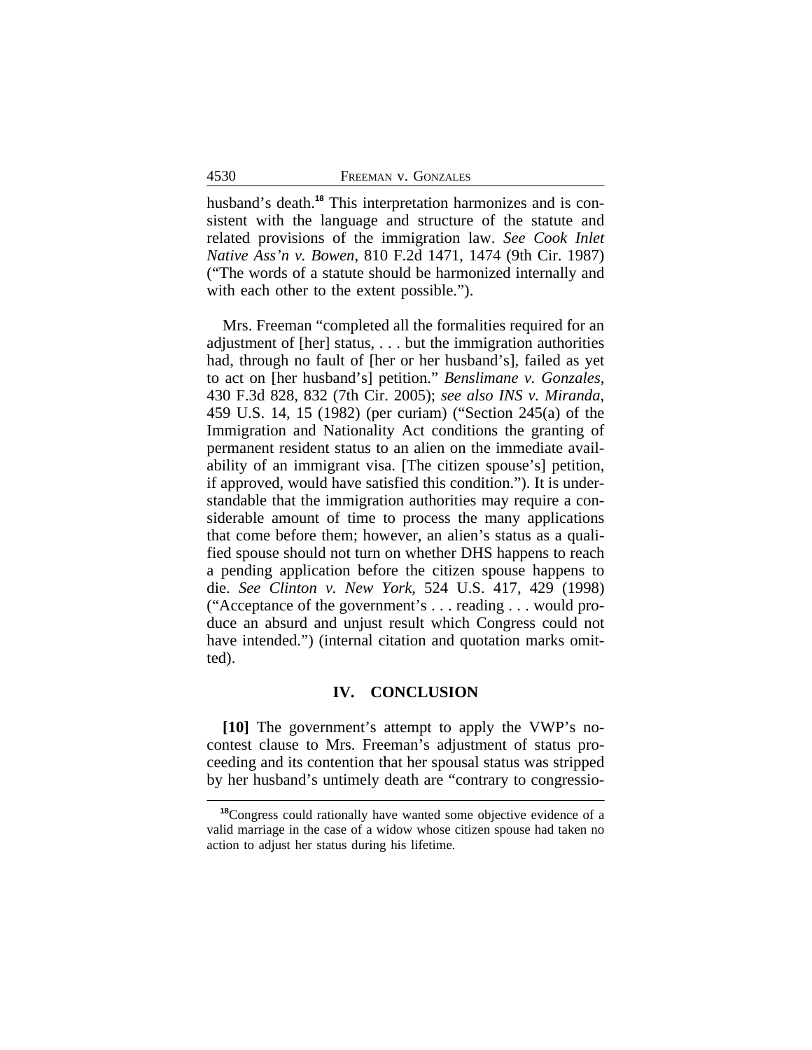husband's death.[18] This interpretation harmonizes and is consistent with the language and structure of the statute and related provisions of the immigration law. *See Cook Inlet Native Ass'n v. Bowen*, 810 F.2d 1471, 1474 (9th Cir. 1987) ("The words of a statute should be harmonized internally and with each other to the extent possible.").

Mrs. Freeman "completed all the formalities required for an adjustment of [her] status, . . . but the immigration authorities had, through no fault of [her or her husband's], failed as yet to act on [her husband's] petition." *Benslimane v. Gonzales*, 430 F.3d 828, 832 (7th Cir. 2005); *see also INS v. Miranda*, 459 U.S. 14, 15 (1982) (per curiam) ("Section 245(a) of the Immigration and Nationality Act conditions the granting of permanent resident status to an alien on the immediate availability of an immigrant visa. [The citizen spouse's] petition, if approved, would have satisfied this condition."). It is understandable that the immigration authorities may require a considerable amount of time to process the many applications that come before them; however, an alien's status as a qualified spouse should not turn on whether DHS happens to reach a pending application before the citizen spouse happens to die. *See Clinton v. New York*, 524 U.S. 417, 429 (1998) ("Acceptance of the government's . . . reading . . . would produce an absurd and unjust result which Congress could not have intended.") (internal citation and quotation marks omitted).

## IV. CONCLUSION

**[10]** The government's attempt to apply the VWP's no-contest clause to Mrs. Freeman's adjustment of status proceeding and its contention that her spousal status was stripped by her husband's untimely death are "contrary to congressio-

[18]Congress could rationally have wanted some objective evidence of a valid marriage in the case of a widow whose citizen spouse had taken no action to adjust her status during his lifetime.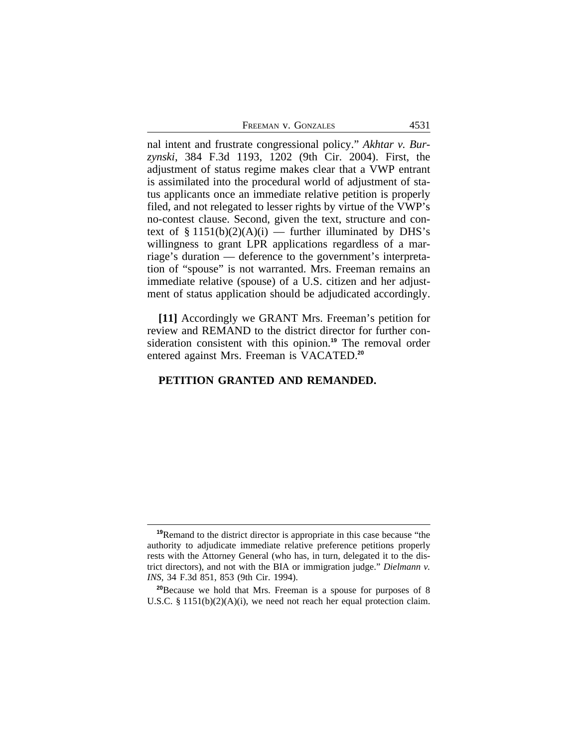nal intent and frustrate congressional policy." *Akhtar v. Burzynski*, 384 F.3d 1193, 1202 (9th Cir. 2004). First, the adjustment of status regime makes clear that a VWP entrant is assimilated into the procedural world of adjustment of status applicants once an immediate relative petition is properly filed, and not relegated to lesser rights by virtue of the VWP's no-contest clause. Second, given the text, structure and context of § 1151(b)(2)(A)(i) — further illuminated by DHS's willingness to grant LPR applications regardless of a marriage's duration — deference to the government's interpretation of "spouse" is not warranted. Mrs. Freeman remains an immediate relative (spouse) of a U.S. citizen and her adjustment of status application should be adjudicated accordingly.

**[11]** Accordingly we GRANT Mrs. Freeman's petition for review and REMAND to the district director for further consideration consistent with this opinion.[19] The removal order entered against Mrs. Freeman is VACATED.[20]

**PETITION GRANTED AND REMANDED.**

---

[19]Remand to the district director is appropriate in this case because "the authority to adjudicate immediate relative preference petitions properly rests with the Attorney General (who has, in turn, delegated it to the district directors), and not with the BIA or immigration judge." *Dielmann v. INS*, 34 F.3d 851, 853 (9th Cir. 1994).

[20]Because we hold that Mrs. Freeman is a spouse for purposes of 8 U.S.C. § 1151(b)(2)(A)(i), we need not reach her equal protection claim.